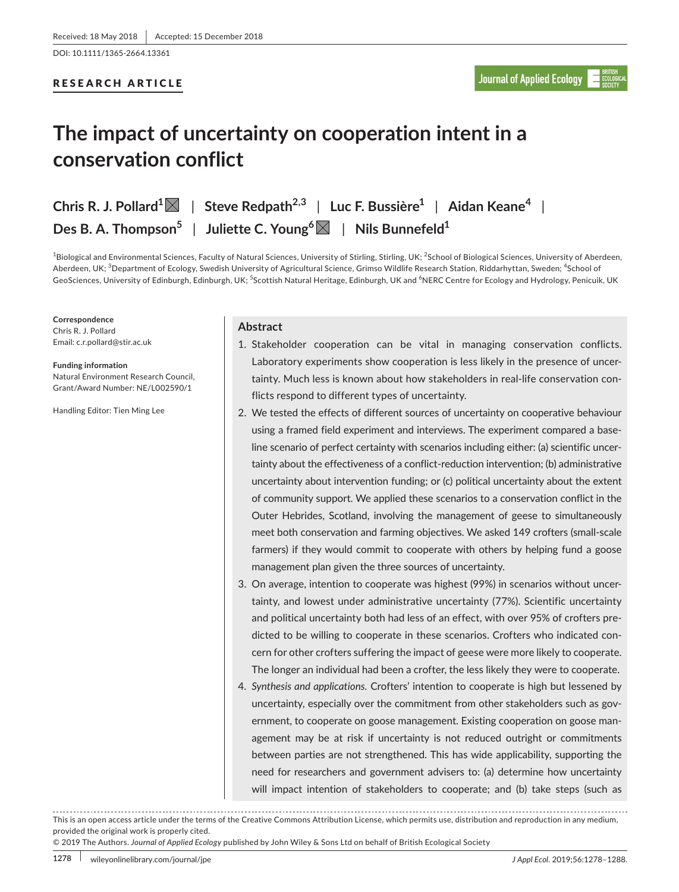Received: 18 May 2018 | Accepted: 15 December 2018

DOI: 10.1111/1365-2664.13361

RESEARCH ARTICLE

# The impact of uncertainty on cooperation intent in a conservation conflict

**Chris R. J. Pollard[1]** | **Steve Redpath[2,3]** | **Luc F. Bussière[1]** | **Aidan Keane[4]** | **Des B. A. Thompson[5]** | **Juliette C. Young[6]** | **Nils Bunnefeld[1]**

[1]Biological and Environmental Sciences, Faculty of Natural Sciences, University of Stirling, Stirling, UK; [2]School of Biological Sciences, University of Aberdeen, Aberdeen, UK; [3]Department of Ecology, Swedish University of Agricultural Science, Grimso Wildlife Research Station, Riddarhyttan, Sweden; [4]School of GeoSciences, University of Edinburgh, Edinburgh, UK; [5]Scottish Natural Heritage, Edinburgh, UK and [6]NERC Centre for Ecology and Hydrology, Penicuik, UK

**Correspondence**
Chris R. J. Pollard
Email: c.r.pollard@stir.ac.uk

**Funding information**
Natural Environment Research Council, Grant/Award Number: NE/L002590/1

Handling Editor: Tien Ming Lee

## Abstract

1. Stakeholder cooperation can be vital in managing conservation conflicts. Laboratory experiments show cooperation is less likely in the presence of uncertainty. Much less is known about how stakeholders in real-life conservation conflicts respond to different types of uncertainty.
2. We tested the effects of different sources of uncertainty on cooperative behaviour using a framed field experiment and interviews. The experiment compared a baseline scenario of perfect certainty with scenarios including either: (a) scientific uncertainty about the effectiveness of a conflict-reduction intervention; (b) administrative uncertainty about intervention funding; or (c) political uncertainty about the extent of community support. We applied these scenarios to a conservation conflict in the Outer Hebrides, Scotland, involving the management of geese to simultaneously meet both conservation and farming objectives. We asked 149 crofters (small-scale farmers) if they would commit to cooperate with others by helping fund a goose management plan given the three sources of uncertainty.
3. On average, intention to cooperate was highest (99%) in scenarios without uncertainty, and lowest under administrative uncertainty (77%). Scientific uncertainty and political uncertainty both had less of an effect, with over 95% of crofters predicted to be willing to cooperate in these scenarios. Crofters who indicated concern for other crofters suffering the impact of geese were more likely to cooperate. The longer an individual had been a crofter, the less likely they were to cooperate.
4. *Synthesis and applications.* Crofters' intention to cooperate is high but lessened by uncertainty, especially over the commitment from other stakeholders such as government, to cooperate on goose management. Existing cooperation on goose management may be at risk if uncertainty is not reduced outright or commitments between parties are not strengthened. This has wide applicability, supporting the need for researchers and government advisers to: (a) determine how uncertainty will impact intention of stakeholders to cooperate; and (b) take steps (such as

This is an open access article under the terms of the Creative Commons Attribution License, which permits use, distribution and reproduction in any medium, provided the original work is properly cited.
© 2019 The Authors. *Journal of Applied Ecology* published by John Wiley & Sons Ltd on behalf of British Ecological Society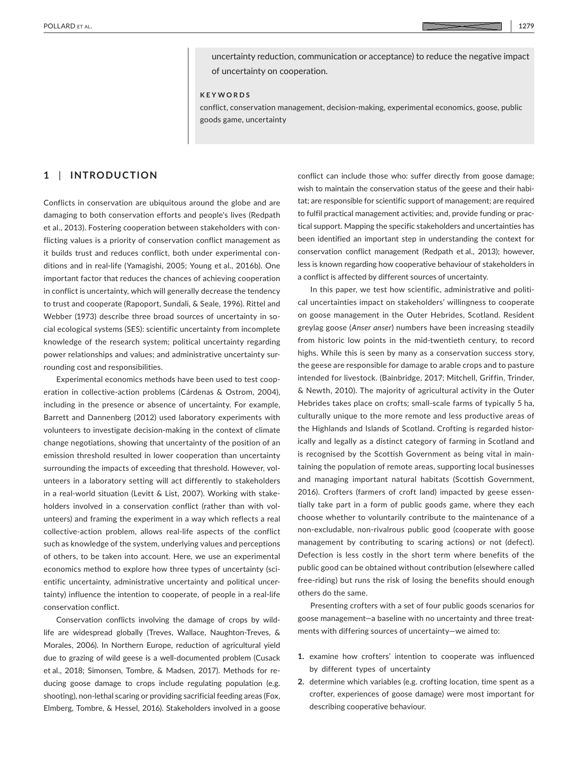uncertainty reduction, communication or acceptance) to reduce the negative impact of uncertainty on cooperation.

**KEYWORDS**

conflict, conservation management, decision-making, experimental economics, goose, public goods game, uncertainty

## 1 | INTRODUCTION

Conflicts in conservation are ubiquitous around the globe and are damaging to both conservation efforts and people's lives (Redpath et al., 2013). Fostering cooperation between stakeholders with conflicting values is a priority of conservation conflict management as it builds trust and reduces conflict, both under experimental conditions and in real-life (Yamagishi, 2005; Young et al., 2016b). One important factor that reduces the chances of achieving cooperation in conflict is uncertainty, which will generally decrease the tendency to trust and cooperate (Rapoport, Sundali, & Seale, 1996). Rittel and Webber (1973) describe three broad sources of uncertainty in social ecological systems (SES): scientific uncertainty from incomplete knowledge of the research system; political uncertainty regarding power relationships and values; and administrative uncertainty surrounding cost and responsibilities.

Experimental economics methods have been used to test cooperation in collective-action problems (Cárdenas & Ostrom, 2004), including in the presence or absence of uncertainty. For example, Barrett and Dannenberg (2012) used laboratory experiments with volunteers to investigate decision-making in the context of climate change negotiations, showing that uncertainty of the position of an emission threshold resulted in lower cooperation than uncertainty surrounding the impacts of exceeding that threshold. However, volunteers in a laboratory setting will act differently to stakeholders in a real-world situation (Levitt & List, 2007). Working with stakeholders involved in a conservation conflict (rather than with volunteers) and framing the experiment in a way which reflects a real collective-action problem, allows real-life aspects of the conflict such as knowledge of the system, underlying values and perceptions of others, to be taken into account. Here, we use an experimental economics method to explore how three types of uncertainty (scientific uncertainty, administrative uncertainty and political uncertainty) influence the intention to cooperate, of people in a real-life conservation conflict.

Conservation conflicts involving the damage of crops by wildlife are widespread globally (Treves, Wallace, Naughton-Treves, & Morales, 2006). In Northern Europe, reduction of agricultural yield due to grazing of wild geese is a well-documented problem (Cusack et al., 2018; Simonsen, Tombre, & Madsen, 2017). Methods for reducing goose damage to crops include regulating population (e.g. shooting), non-lethal scaring or providing sacrificial feeding areas (Fox, Elmberg, Tombre, & Hessel, 2016). Stakeholders involved in a goose conflict can include those who: suffer directly from goose damage; wish to maintain the conservation status of the geese and their habitat; are responsible for scientific support of management; are required to fulfil practical management activities; and, provide funding or practical support. Mapping the specific stakeholders and uncertainties has been identified an important step in understanding the context for conservation conflict management (Redpath et al., 2013); however, less is known regarding how cooperative behaviour of stakeholders in a conflict is affected by different sources of uncertainty.

In this paper, we test how scientific, administrative and political uncertainties impact on stakeholders' willingness to cooperate on goose management in the Outer Hebrides, Scotland. Resident greylag goose (*Anser anser*) numbers have been increasing steadily from historic low points in the mid-twentieth century, to record highs. While this is seen by many as a conservation success story, the geese are responsible for damage to arable crops and to pasture intended for livestock. (Bainbridge, 2017; Mitchell, Griffin, Trinder, & Newth, 2010). The majority of agricultural activity in the Outer Hebrides takes place on crofts; small-scale farms of typically 5 ha, culturally unique to the more remote and less productive areas of the Highlands and Islands of Scotland. Crofting is regarded historically and legally as a distinct category of farming in Scotland and is recognised by the Scottish Government as being vital in maintaining the population of remote areas, supporting local businesses and managing important natural habitats (Scottish Government, 2016). Crofters (farmers of croft land) impacted by geese essentially take part in a form of public goods game, where they each choose whether to voluntarily contribute to the maintenance of a non-excludable, non-rivalrous public good (cooperate with goose management by contributing to scaring actions) or not (defect). Defection is less costly in the short term where benefits of the public good can be obtained without contribution (elsewhere called free-riding) but runs the risk of losing the benefits should enough others do the same.

Presenting crofters with a set of four public goods scenarios for goose management—a baseline with no uncertainty and three treatments with differing sources of uncertainty—we aimed to:

1. examine how crofters' intention to cooperate was influenced by different types of uncertainty
2. determine which variables (e.g. crofting location, time spent as a crofter, experiences of goose damage) were most important for describing cooperative behaviour.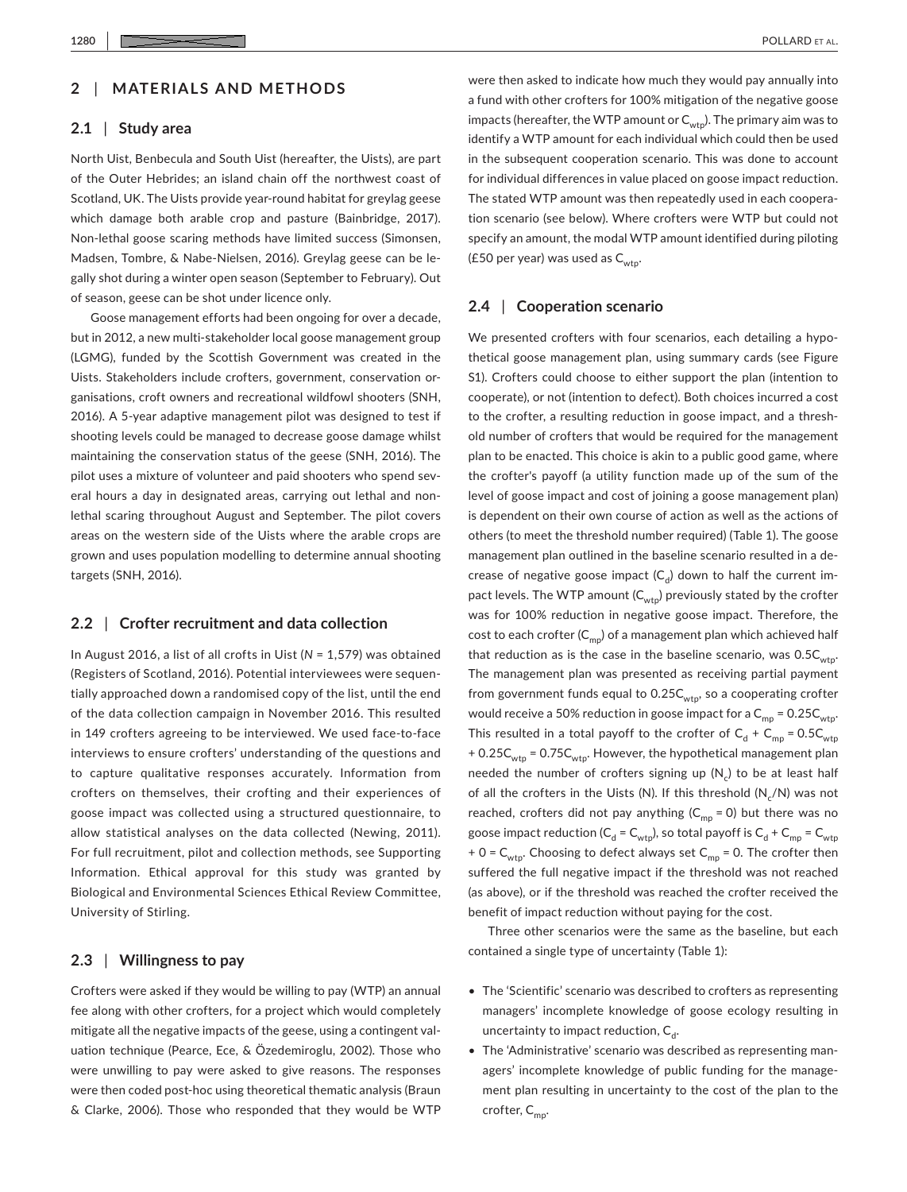## 2 | MATERIALS AND METHODS

### 2.1 | Study area

North Uist, Benbecula and South Uist (hereafter, the Uists), are part of the Outer Hebrides; an island chain off the northwest coast of Scotland, UK. The Uists provide year-round habitat for greylag geese which damage both arable crop and pasture (Bainbridge, 2017). Non-lethal goose scaring methods have limited success (Simonsen, Madsen, Tombre, & Nabe-Nielsen, 2016). Greylag geese can be legally shot during a winter open season (September to February). Out of season, geese can be shot under licence only.

Goose management efforts had been ongoing for over a decade, but in 2012, a new multi-stakeholder local goose management group (LGMG), funded by the Scottish Government was created in the Uists. Stakeholders include crofters, government, conservation organisations, croft owners and recreational wildfowl shooters (SNH, 2016). A 5-year adaptive management pilot was designed to test if shooting levels could be managed to decrease goose damage whilst maintaining the conservation status of the geese (SNH, 2016). The pilot uses a mixture of volunteer and paid shooters who spend several hours a day in designated areas, carrying out lethal and non-lethal scaring throughout August and September. The pilot covers areas on the western side of the Uists where the arable crops are grown and uses population modelling to determine annual shooting targets (SNH, 2016).

### 2.2 | Crofter recruitment and data collection

In August 2016, a list of all crofts in Uist ($N$ = 1,579) was obtained (Registers of Scotland, 2016). Potential interviewees were sequentially approached down a randomised copy of the list, until the end of the data collection campaign in November 2016. This resulted in 149 crofters agreeing to be interviewed. We used face-to-face interviews to ensure crofters' understanding of the questions and to capture qualitative responses accurately. Information from crofters on themselves, their crofting and their experiences of goose impact was collected using a structured questionnaire, to allow statistical analyses on the data collected (Newing, 2011). For full recruitment, pilot and collection methods, see Supporting Information. Ethical approval for this study was granted by Biological and Environmental Sciences Ethical Review Committee, University of Stirling.

### 2.3 | Willingness to pay

Crofters were asked if they would be willing to pay (WTP) an annual fee along with other crofters, for a project which would completely mitigate all the negative impacts of the geese, using a contingent valuation technique (Pearce, Ece, & Özedemiroglu, 2002). Those who were unwilling to pay were asked to give reasons. The responses were then coded post-hoc using theoretical thematic analysis (Braun & Clarke, 2006). Those who responded that they would be WTP were then asked to indicate how much they would pay annually into a fund with other crofters for 100% mitigation of the negative goose impacts (hereafter, the WTP amount or $C_{wtp}$). The primary aim was to identify a WTP amount for each individual which could then be used in the subsequent cooperation scenario. This was done to account for individual differences in value placed on goose impact reduction. The stated WTP amount was then repeatedly used in each cooperation scenario (see below). Where crofters were WTP but could not specify an amount, the modal WTP amount identified during piloting (£50 per year) was used as $C_{wtp}$.

### 2.4 | Cooperation scenario

We presented crofters with four scenarios, each detailing a hypothetical goose management plan, using summary cards (see Figure S1). Crofters could choose to either support the plan (intention to cooperate), or not (intention to defect). Both choices incurred a cost to the crofter, a resulting reduction in goose impact, and a threshold number of crofters that would be required for the management plan to be enacted. This choice is akin to a public good game, where the crofter's payoff (a utility function made up of the sum of the level of goose impact and cost of joining a goose management plan) is dependent on their own course of action as well as the actions of others (to meet the threshold number required) (Table 1). The goose management plan outlined in the baseline scenario resulted in a decrease of negative goose impact ($C_d$) down to half the current impact levels. The WTP amount ($C_{wtp}$) previously stated by the crofter was for 100% reduction in negative goose impact. Therefore, the cost to each crofter ($C_{mp}$) of a management plan which achieved half that reduction as is the case in the baseline scenario, was $0.5C_{wtp}$. The management plan was presented as receiving partial payment from government funds equal to $0.25C_{wtp}$, so a cooperating crofter would receive a 50% reduction in goose impact for a $C_{mp} = 0.25C_{wtp}$. This resulted in a total payoff to the crofter of $C_d + C_{mp} = 0.5C_{wtp} + 0.25C_{wtp} = 0.75C_{wtp}$. However, the hypothetical management plan needed the number of crofters signing up ($N_c$) to be at least half of all the crofters in the Uists ($N$). If this threshold ($N_c/N$) was not reached, crofters did not pay anything ($C_{mp} = 0$) but there was no goose impact reduction ($C_d = C_{wtp}$), so total payoff is $C_d + C_{mp} = C_{wtp} + 0 = C_{wtp}$. Choosing to defect always set $C_{mp} = 0$. The crofter then suffered the full negative impact if the threshold was not reached (as above), or if the threshold was reached the crofter received the benefit of impact reduction without paying for the cost.

Three other scenarios were the same as the baseline, but each contained a single type of uncertainty (Table 1):

- The 'Scientific' scenario was described to crofters as representing managers' incomplete knowledge of goose ecology resulting in uncertainty to impact reduction, $C_d$.
- The 'Administrative' scenario was described as representing managers' incomplete knowledge of public funding for the management plan resulting in uncertainty to the cost of the plan to the crofter, $C_{mp}$.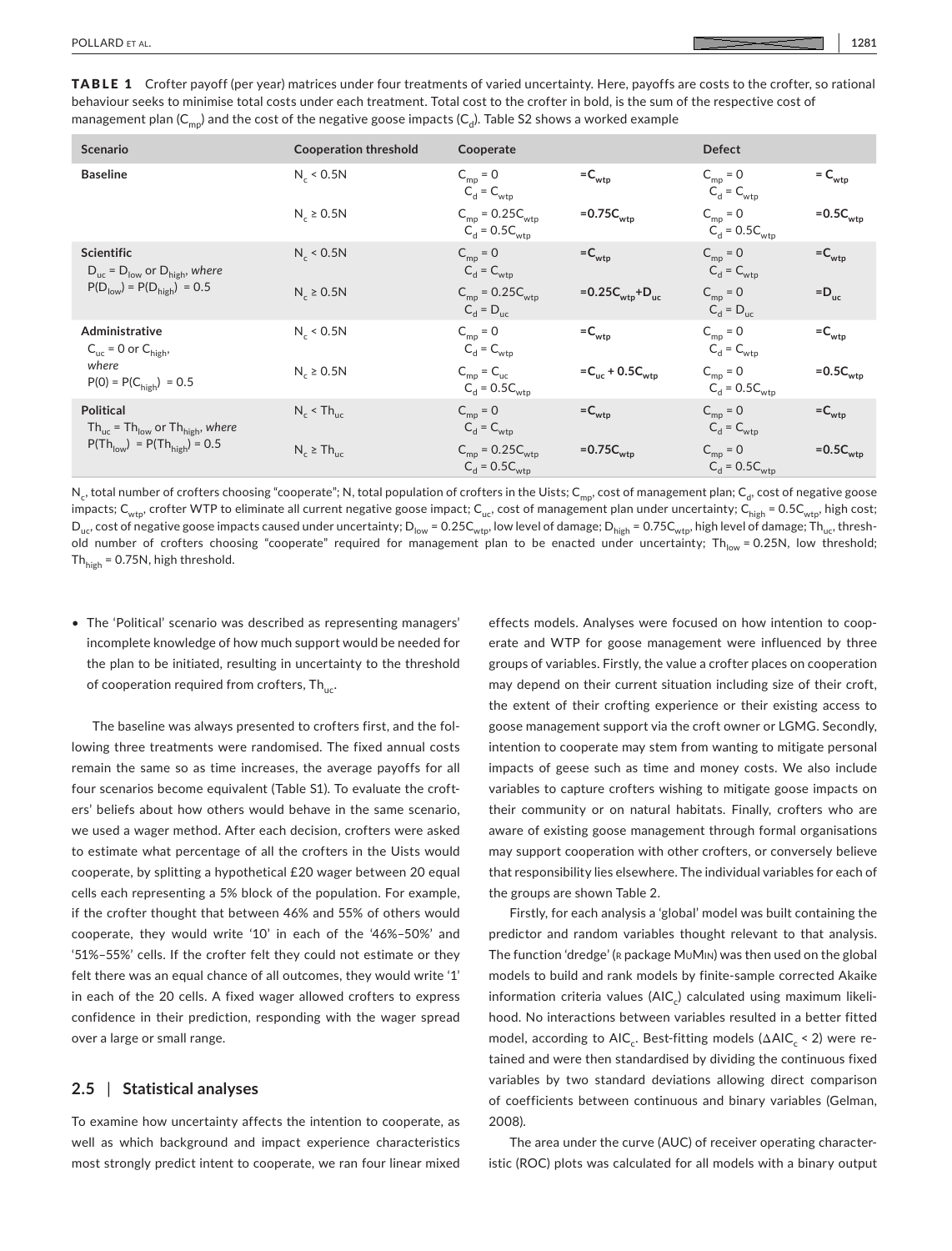**TABLE 1** Crofter payoff (per year) matrices under four treatments of varied uncertainty. Here, payoffs are costs to the crofter, so rational behaviour seeks to minimise total costs under each treatment. Total cost to the crofter in bold, is the sum of the respective cost of management plan ($C_{mp}$) and the cost of the negative goose impacts ($C_d$). Table S2 shows a worked example

| Scenario | Cooperation threshold | Cooperate | | Defect | |
|---|---|---|---|---|---|
| **Baseline** | $N_c < 0.5N$ | $C_{mp} = 0$ $C_d = C_{wtp}$ | $\mathbf{=C_{wtp}}$ | $C_{mp} = 0$ $C_d = C_{wtp}$ | $\mathbf{= C_{wtp}}$ |
| | $N_c \geq 0.5N$ | $C_{mp} = 0.25C_{wtp}$ $C_d = 0.5C_{wtp}$ | $\mathbf{=0.75C_{wtp}}$ | $C_{mp} = 0$ $C_d = 0.5C_{wtp}$ | $\mathbf{=0.5C_{wtp}}$ |
| **Scientific** $D_{uc} = D_{low}$ or $D_{high}$, *where* $P(D_{low}) = P(D_{high}) = 0.5$ | $N_c < 0.5N$ | $C_{mp} = 0$ $C_d = C_{wtp}$ | $\mathbf{=C_{wtp}}$ | $C_{mp} = 0$ $C_d = C_{wtp}$ | $\mathbf{=C_{wtp}}$ |
| | $N_c \geq 0.5N$ | $C_{mp} = 0.25C_{wtp}$ $C_d = D_{uc}$ | $\mathbf{=0.25C_{wtp}+D_{uc}}$ | $C_{mp} = 0$ $C_d = D_{uc}$ | $\mathbf{=D_{uc}}$ |
| **Administrative** $C_{uc} = 0$ or $C_{high}$, *where* $P(0) = P(C_{high}) = 0.5$ | $N_c < 0.5N$ | $C_{mp} = 0$ $C_d = C_{wtp}$ | $\mathbf{=C_{wtp}}$ | $C_{mp} = 0$ $C_d = C_{wtp}$ | $\mathbf{=C_{wtp}}$ |
| | $N_c \geq 0.5N$ | $C_{mp} = C_{uc}$ $C_d = 0.5C_{wtp}$ | $\mathbf{=C_{uc} + 0.5C_{wtp}}$ | $C_{mp} = 0$ $C_d = 0.5C_{wtp}$ | $\mathbf{=0.5C_{wtp}}$ |
| **Political** $Th_{uc} = Th_{low}$ or $Th_{high}$, *where* $P(Th_{low}) = P(Th_{high}) = 0.5$ | $N_c < Th_{uc}$ | $C_{mp} = 0$ $C_d = C_{wtp}$ | $\mathbf{=C_{wtp}}$ | $C_{mp} = 0$ $C_d = C_{wtp}$ | $\mathbf{=C_{wtp}}$ |
| | $N_c \geq Th_{uc}$ | $C_{mp} = 0.25C_{wtp}$ $C_d = 0.5C_{wtp}$ | $\mathbf{=0.75C_{wtp}}$ | $C_{mp} = 0$ $C_d = 0.5C_{wtp}$ | $\mathbf{=0.5C_{wtp}}$ |

$N_c$, total number of crofters choosing "cooperate"; N, total population of crofters in the Uists; $C_{mp}$, cost of management plan; $C_d$, cost of negative goose impacts; $C_{wtp}$, crofter WTP to eliminate all current negative goose impact; $C_{uc}$, cost of management plan under uncertainty; $C_{high} = 0.5C_{wtp}$, high cost; $D_{uc}$, cost of negative goose impacts caused under uncertainty; $D_{low} = 0.25C_{wtp}$, low level of damage; $D_{high} = 0.75C_{wtp}$, high level of damage; $Th_{uc}$, threshold number of crofters choosing "cooperate" required for management plan to be enacted under uncertainty; $Th_{low} = 0.25N$, low threshold; $Th_{high} = 0.75N$, high threshold.

- The 'Political' scenario was described as representing managers' incomplete knowledge of how much support would be needed for the plan to be initiated, resulting in uncertainty to the threshold of cooperation required from crofters, $Th_{uc}$.

The baseline was always presented to crofters first, and the following three treatments were randomised. The fixed annual costs remain the same so as time increases, the average payoffs for all four scenarios become equivalent (Table S1). To evaluate the crofters' beliefs about how others would behave in the same scenario, we used a wager method. After each decision, crofters were asked to estimate what percentage of all the crofters in the Uists would cooperate, by splitting a hypothetical £20 wager between 20 equal cells each representing a 5% block of the population. For example, if the crofter thought that between 46% and 55% of others would cooperate, they would write '10' in each of the '46%–50%' and '51%–55%' cells. If the crofter felt they could not estimate or they felt there was an equal chance of all outcomes, they would write '1' in each of the 20 cells. A fixed wager allowed crofters to express confidence in their prediction, responding with the wager spread over a large or small range.

## 2.5 | Statistical analyses

To examine how uncertainty affects the intention to cooperate, as well as which background and impact experience characteristics most strongly predict intent to cooperate, we ran four linear mixed effects models. Analyses were focused on how intention to cooperate and WTP for goose management were influenced by three groups of variables. Firstly, the value a crofter places on cooperation may depend on their current situation including size of their croft, the extent of their crofting experience or their existing access to goose management support via the croft owner or LGMG. Secondly, intention to cooperate may stem from wanting to mitigate personal impacts of geese such as time and money costs. We also include variables to capture crofters wishing to mitigate goose impacts on their community or on natural habitats. Finally, crofters who are aware of existing goose management through formal organisations may support cooperation with other crofters, or conversely believe that responsibility lies elsewhere. The individual variables for each of the groups are shown Table 2.

Firstly, for each analysis a 'global' model was built containing the predictor and random variables thought relevant to that analysis. The function 'dredge' (R package MuMIn) was then used on the global models to build and rank models by finite-sample corrected Akaike information criteria values ($AIC_c$) calculated using maximum likelihood. No interactions between variables resulted in a better fitted model, according to $AIC_c$. Best-fitting models ($\Delta AIC_c < 2$) were retained and were then standardised by dividing the continuous fixed variables by two standard deviations allowing direct comparison of coefficients between continuous and binary variables (Gelman, 2008).

The area under the curve (AUC) of receiver operating characteristic (ROC) plots was calculated for all models with a binary output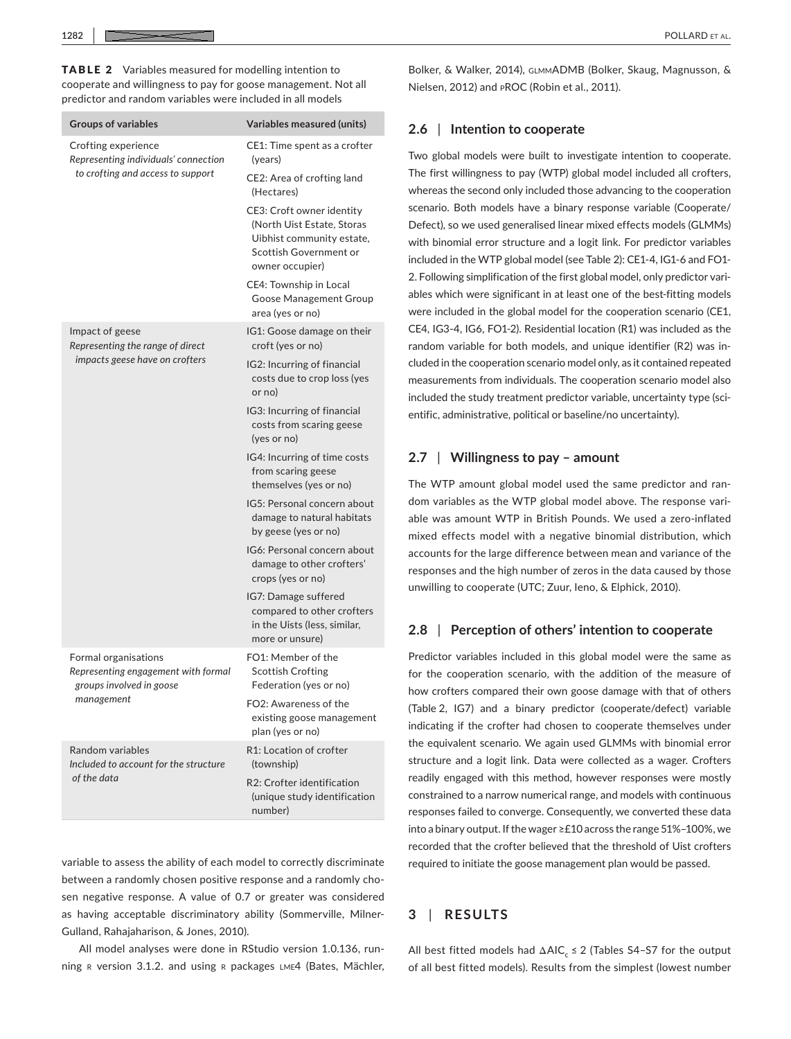**TABLE 2** Variables measured for modelling intention to cooperate and willingness to pay for goose management. Not all predictor and random variables were included in all models

| Groups of variables | Variables measured (units) |
| --- | --- |
| Crofting experience *Representing individuals' connection to crofting and access to support* | CE1: Time spent as a crofter (years) |
| | CE2: Area of crofting land (Hectares) |
| | CE3: Croft owner identity (North Uist Estate, Storas Uibhist community estate, Scottish Government or owner occupier) |
| | CE4: Township in Local Goose Management Group area (yes or no) |
| Impact of geese *Representing the range of direct impacts geese have on crofters* | IG1: Goose damage on their croft (yes or no) |
| | IG2: Incurring of financial costs due to crop loss (yes or no) |
| | IG3: Incurring of financial costs from scaring geese (yes or no) |
| | IG4: Incurring of time costs from scaring geese themselves (yes or no) |
| | IG5: Personal concern about damage to natural habitats by geese (yes or no) |
| | IG6: Personal concern about damage to other crofters' crops (yes or no) |
| | IG7: Damage suffered compared to other crofters in the Uists (less, similar, more or unsure) |
| Formal organisations *Representing engagement with formal groups involved in goose management* | FO1: Member of the Scottish Crofting Federation (yes or no) |
| | FO2: Awareness of the existing goose management plan (yes or no) |
| Random variables *Included to account for the structure of the data* | R1: Location of crofter (township) |
| | R2: Crofter identification (unique study identification number) |

variable to assess the ability of each model to correctly discriminate between a randomly chosen positive response and a randomly chosen negative response. A value of 0.7 or greater was considered as having acceptable discriminatory ability (Sommerville, Milner-Gulland, Rahajaharison, & Jones, 2010).

All model analyses were done in RStudio version 1.0.136, running R version 3.1.2. and using R packages LME4 (Bates, Mächler, Bolker, & Walker, 2014), GLMMADMB (Bolker, Skaug, Magnusson, & Nielsen, 2012) and PROC (Robin et al., 2011).

## 2.6 | Intention to cooperate

Two global models were built to investigate intention to cooperate. The first willingness to pay (WTP) global model included all crofters, whereas the second only included those advancing to the cooperation scenario. Both models have a binary response variable (Cooperate/Defect), so we used generalised linear mixed effects models (GLMMs) with binomial error structure and a logit link. For predictor variables included in the WTP global model (see Table 2): CE1-4, IG1-6 and FO1-2. Following simplification of the first global model, only predictor variables which were significant in at least one of the best-fitting models were included in the global model for the cooperation scenario (CE1, CE4, IG3-4, IG6, FO1-2). Residential location (R1) was included as the random variable for both models, and unique identifier (R2) was included in the cooperation scenario model only, as it contained repeated measurements from individuals. The cooperation scenario model also included the study treatment predictor variable, uncertainty type (scientific, administrative, political or baseline/no uncertainty).

## 2.7 | Willingness to pay – amount

The WTP amount global model used the same predictor and random variables as the WTP global model above. The response variable was amount WTP in British Pounds. We used a zero-inflated mixed effects model with a negative binomial distribution, which accounts for the large difference between mean and variance of the responses and the high number of zeros in the data caused by those unwilling to cooperate (UTC; Zuur, Ieno, & Elphick, 2010).

## 2.8 | Perception of others' intention to cooperate

Predictor variables included in this global model were the same as for the cooperation scenario, with the addition of the measure of how crofters compared their own goose damage with that of others (Table 2, IG7) and a binary predictor (cooperate/defect) variable indicating if the crofter had chosen to cooperate themselves under the equivalent scenario. We again used GLMMs with binomial error structure and a logit link. Data were collected as a wager. Crofters readily engaged with this method, however responses were mostly constrained to a narrow numerical range, and models with continuous responses failed to converge. Consequently, we converted these data into a binary output. If the wager ≥£10 across the range 51%–100%, we recorded that the crofter believed that the threshold of Uist crofters required to initiate the goose management plan would be passed.

# 3 | RESULTS

All best fitted models had $\Delta AIC_c \leq 2$ (Tables S4–S7 for the output of all best fitted models). Results from the simplest (lowest number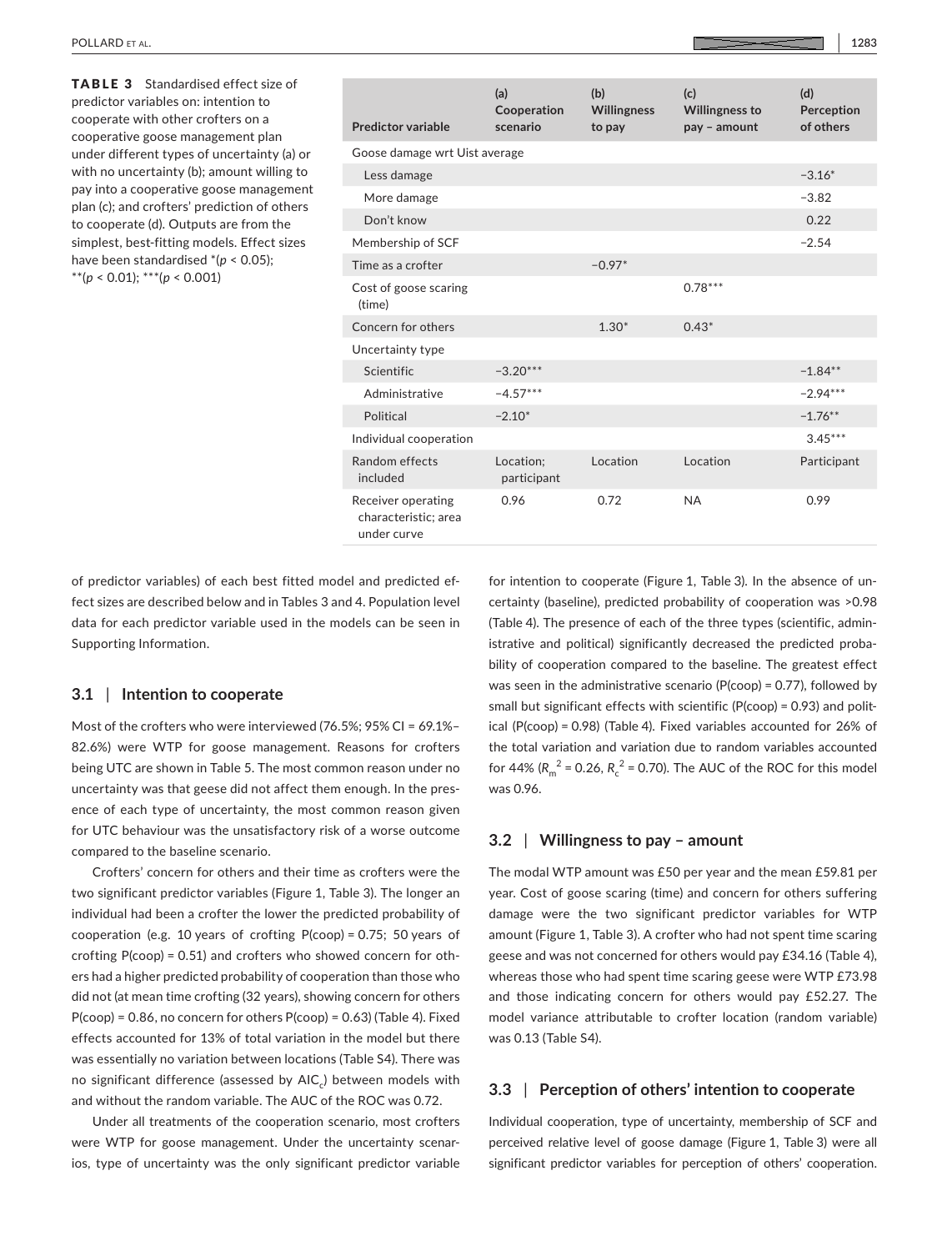**TABLE 3** Standardised effect size of predictor variables on: intention to cooperate with other crofters on a cooperative goose management plan under different types of uncertainty (a) or with no uncertainty (b); amount willing to pay into a cooperative goose management plan (c); and crofters' prediction of others to cooperate (d). Outputs are from the simplest, best-fitting models. Effect sizes have been standardised *($p < 0.05$); **($p < 0.01$); ***($p < 0.001$)

| Predictor variable | (a) Cooperation scenario | (b) Willingness to pay | (c) Willingness to pay – amount | (d) Perception of others |
|---|---|---|---|---|
| Goose damage wrt Uist average | | | | |
| Less damage | | | | −3.16* |
| More damage | | | | −3.82 |
| Don't know | | | | 0.22 |
| Membership of SCF | | | | −2.54 |
| Time as a crofter | | −0.97* | | |
| Cost of goose scaring (time) | | | 0.78*** | |
| Concern for others | | 1.30* | 0.43* | |
| Uncertainty type | | | | |
| Scientific | −3.20*** | | | −1.84** |
| Administrative | −4.57*** | | | −2.94*** |
| Political | −2.10* | | | −1.76** |
| Individual cooperation | | | | 3.45*** |
| Random effects included | Location; participant | Location | Location | Participant |
| Receiver operating characteristic; area under curve | 0.96 | 0.72 | NA | 0.99 |

of predictor variables) of each best fitted model and predicted effect sizes are described below and in Tables 3 and 4. Population level data for each predictor variable used in the models can be seen in Supporting Information.

### 3.1 | Intention to cooperate

Most of the crofters who were interviewed (76.5%; 95% CI = 69.1%–82.6%) were WTP for goose management. Reasons for crofters being UTC are shown in Table 5. The most common reason under no uncertainty was that geese did not affect them enough. In the presence of each type of uncertainty, the most common reason given for UTC behaviour was the unsatisfactory risk of a worse outcome compared to the baseline scenario.

Crofters' concern for others and their time as crofters were the two significant predictor variables (Figure 1, Table 3). The longer an individual had been a crofter the lower the predicted probability of cooperation (e.g. 10 years of crofting P(coop) = 0.75; 50 years of crofting P(coop) = 0.51) and crofters who showed concern for others had a higher predicted probability of cooperation than those who did not (at mean time crofting (32 years), showing concern for others P(coop) = 0.86, no concern for others P(coop) = 0.63) (Table 4). Fixed effects accounted for 13% of total variation in the model but there was essentially no variation between locations (Table S4). There was no significant difference (assessed by $AIC_c$) between models with and without the random variable. The AUC of the ROC was 0.72.

Under all treatments of the cooperation scenario, most crofters were WTP for goose management. Under the uncertainty scenarios, type of uncertainty was the only significant predictor variable for intention to cooperate (Figure 1, Table 3). In the absence of uncertainty (baseline), predicted probability of cooperation was >0.98 (Table 4). The presence of each of the three types (scientific, administrative and political) significantly decreased the predicted probability of cooperation compared to the baseline. The greatest effect was seen in the administrative scenario (P(coop) = 0.77), followed by small but significant effects with scientific (P(coop) = 0.93) and political (P(coop) = 0.98) (Table 4). Fixed variables accounted for 26% of the total variation and variation due to random variables accounted for 44% ($R_m^2 = 0.26$, $R_c^2 = 0.70$). The AUC of the ROC for this model was 0.96.

### 3.2 | Willingness to pay – amount

The modal WTP amount was £50 per year and the mean £59.81 per year. Cost of goose scaring (time) and concern for others suffering damage were the two significant predictor variables for WTP amount (Figure 1, Table 3). A crofter who had not spent time scaring geese and was not concerned for others would pay £34.16 (Table 4), whereas those who had spent time scaring geese were WTP £73.98 and those indicating concern for others would pay £52.27. The model variance attributable to crofter location (random variable) was 0.13 (Table S4).

### 3.3 | Perception of others' intention to cooperate

Individual cooperation, type of uncertainty, membership of SCF and perceived relative level of goose damage (Figure 1, Table 3) were all significant predictor variables for perception of others' cooperation.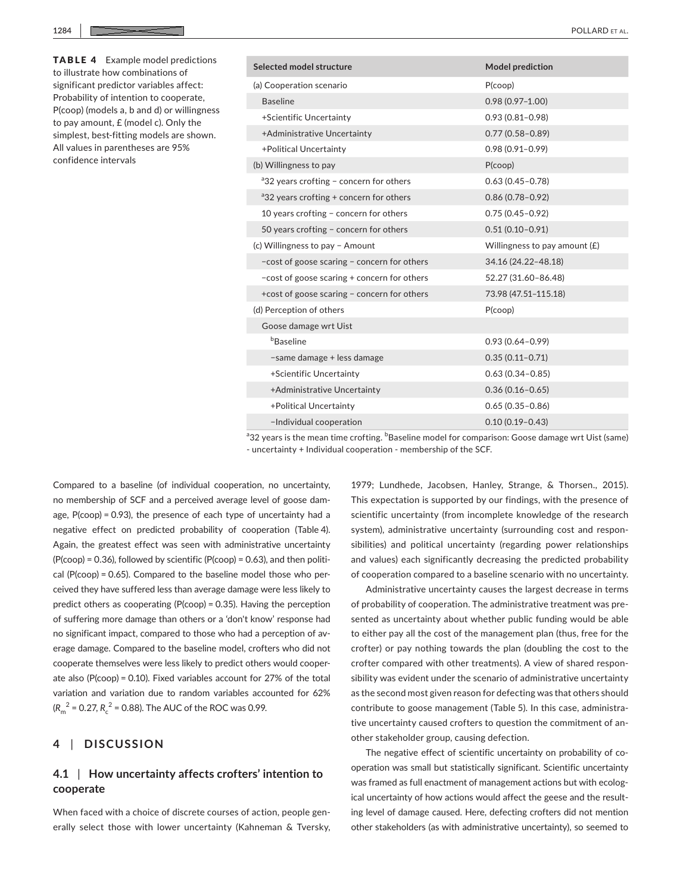**TABLE 4** Example model predictions to illustrate how combinations of significant predictor variables affect: Probability of intention to cooperate, P(coop) (models a, b and d) or willingness to pay amount, £ (model c). Only the simplest, best-fitting models are shown. All values in parentheses are 95% confidence intervals

| Selected model structure | Model prediction |
|---|---|
| (a) Cooperation scenario | P(coop) |
| Baseline | 0.98 (0.97–1.00) |
| +Scientific Uncertainty | 0.93 (0.81–0.98) |
| +Administrative Uncertainty | 0.77 (0.58–0.89) |
| +Political Uncertainty | 0.98 (0.91–0.99) |
| (b) Willingness to pay | P(coop) |
| [a]32 years crofting − concern for others | 0.63 (0.45–0.78) |
| [a]32 years crofting + concern for others | 0.86 (0.78–0.92) |
| 10 years crofting − concern for others | 0.75 (0.45–0.92) |
| 50 years crofting − concern for others | 0.51 (0.10–0.91) |
| (c) Willingness to pay − Amount | Willingness to pay amount (£) |
| −cost of goose scaring − concern for others | 34.16 (24.22–48.18) |
| −cost of goose scaring + concern for others | 52.27 (31.60–86.48) |
| +cost of goose scaring − concern for others | 73.98 (47.51–115.18) |
| (d) Perception of others | P(coop) |
| Goose damage wrt Uist | |
| [b]Baseline | 0.93 (0.64–0.99) |
| −same damage + less damage | 0.35 (0.11–0.71) |
| +Scientific Uncertainty | 0.63 (0.34–0.85) |
| +Administrative Uncertainty | 0.36 (0.16–0.65) |
| +Political Uncertainty | 0.65 (0.35–0.86) |
| −Individual cooperation | 0.10 (0.19–0.43) |

[a]32 years is the mean time crofting. [b]Baseline model for comparison: Goose damage wrt Uist (same) - uncertainty + Individual cooperation - membership of the SCF.

Compared to a baseline (of individual cooperation, no uncertainty, no membership of SCF and a perceived average level of goose damage, P(coop) = 0.93), the presence of each type of uncertainty had a negative effect on predicted probability of cooperation (Table 4). Again, the greatest effect was seen with administrative uncertainty (P(coop) = 0.36), followed by scientific (P(coop) = 0.63), and then political (P(coop) = 0.65). Compared to the baseline model those who perceived they have suffered less than average damage were less likely to predict others as cooperating (P(coop) = 0.35). Having the perception of suffering more damage than others or a 'don't know' response had no significant impact, compared to those who had a perception of average damage. Compared to the baseline model, crofters who did not cooperate themselves were less likely to predict others would cooperate also (P(coop) = 0.10). Fixed variables account for 27% of the total variation and variation due to random variables accounted for 62% ($R_m^2 = 0.27$, $R_c^2 = 0.88$). The AUC of the ROC was 0.99.

## 4 | DISCUSSION

### 4.1 | How uncertainty affects crofters' intention to cooperate

When faced with a choice of discrete courses of action, people generally select those with lower uncertainty (Kahneman & Tversky, 1979; Lundhede, Jacobsen, Hanley, Strange, & Thorsen., 2015). This expectation is supported by our findings, with the presence of scientific uncertainty (from incomplete knowledge of the research system), administrative uncertainty (surrounding cost and responsibilities) and political uncertainty (regarding power relationships and values) each significantly decreasing the predicted probability of cooperation compared to a baseline scenario with no uncertainty.

Administrative uncertainty causes the largest decrease in terms of probability of cooperation. The administrative treatment was presented as uncertainty about whether public funding would be able to either pay all the cost of the management plan (thus, free for the crofter) or pay nothing towards the plan (doubling the cost to the crofter compared with other treatments). A view of shared responsibility was evident under the scenario of administrative uncertainty as the second most given reason for defecting was that others should contribute to goose management (Table 5). In this case, administrative uncertainty caused crofters to question the commitment of another stakeholder group, causing defection.

The negative effect of scientific uncertainty on probability of cooperation was small but statistically significant. Scientific uncertainty was framed as full enactment of management actions but with ecological uncertainty of how actions would affect the geese and the resulting level of damage caused. Here, defecting crofters did not mention other stakeholders (as with administrative uncertainty), so seemed to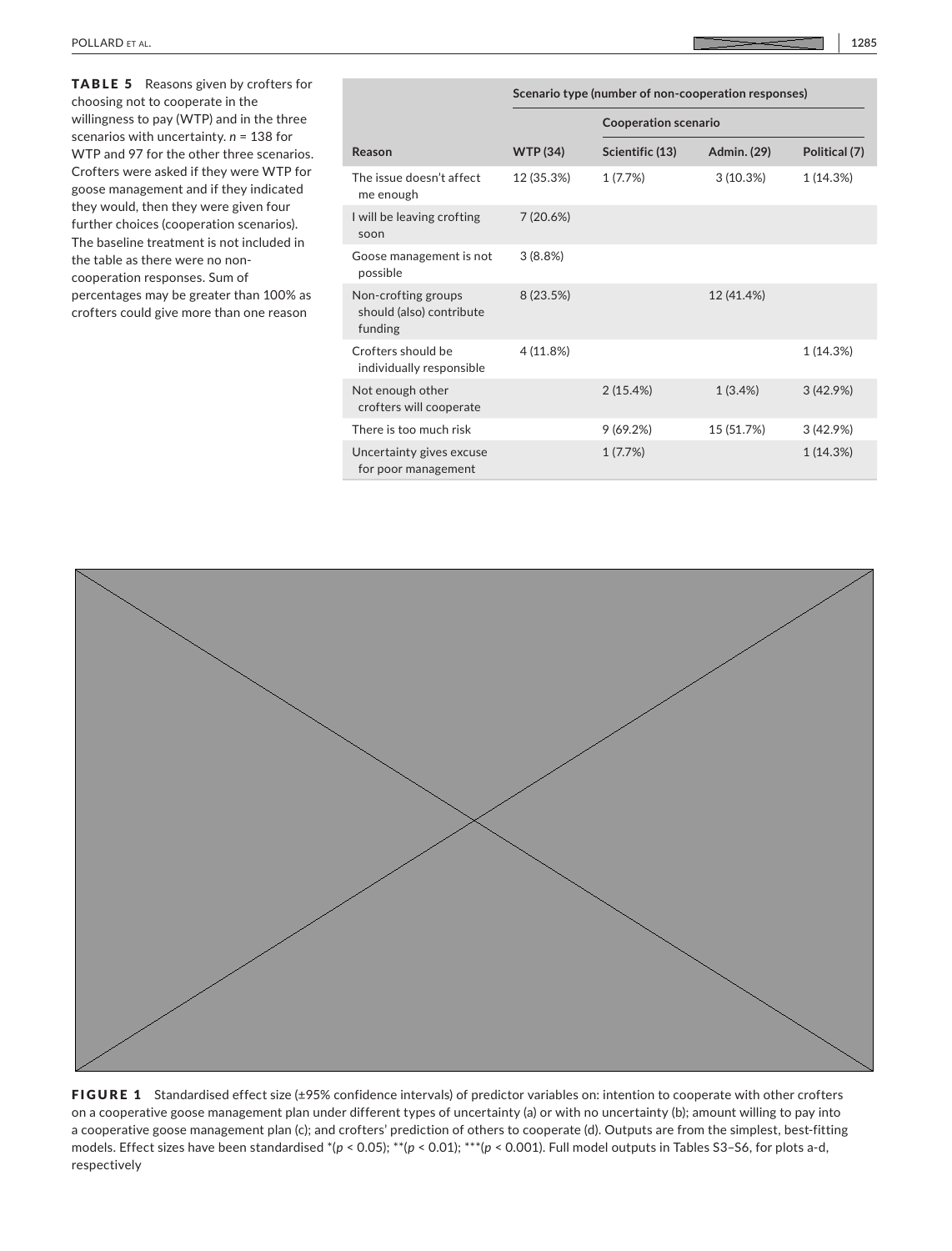**TABLE 5** Reasons given by crofters for choosing not to cooperate in the willingness to pay (WTP) and in the three scenarios with uncertainty. *n* = 138 for WTP and 97 for the other three scenarios. Crofters were asked if they were WTP for goose management and if they indicated they would, then they were given four further choices (cooperation scenarios). The baseline treatment is not included in the table as there were no non-cooperation responses. Sum of percentages may be greater than 100% as crofters could give more than one reason

| | Scenario type (number of non-cooperation responses) | | | |
|---|---|---|---|---|
| | | Cooperation scenario | | |
| Reason | WTP (34) | Scientific (13) | Admin. (29) | Political (7) |
| The issue doesn't affect me enough | 12 (35.3%) | 1 (7.7%) | 3 (10.3%) | 1 (14.3%) |
| I will be leaving crofting soon | 7 (20.6%) | | | |
| Goose management is not possible | 3 (8.8%) | | | |
| Non-crofting groups should (also) contribute funding | 8 (23.5%) | | 12 (41.4%) | |
| Crofters should be individually responsible | 4 (11.8%) | | | 1 (14.3%) |
| Not enough other crofters will cooperate | | 2 (15.4%) | 1 (3.4%) | 3 (42.9%) |
| There is too much risk | | 9 (69.2%) | 15 (51.7%) | 3 (42.9%) |
| Uncertainty gives excuse for poor management | | 1 (7.7%) | | 1 (14.3%) |

**FIGURE 1** Standardised effect size (±95% confidence intervals) of predictor variables on: intention to cooperate with other crofters on a cooperative goose management plan under different types of uncertainty (a) or with no uncertainty (b); amount willing to pay into a cooperative goose management plan (c); and crofters' prediction of others to cooperate (d). Outputs are from the simplest, best-fitting models. Effect sizes have been standardised *($p < 0.05$); **($p < 0.01$); ***($p < 0.001$). Full model outputs in Tables S3–S6, for plots a-d, respectively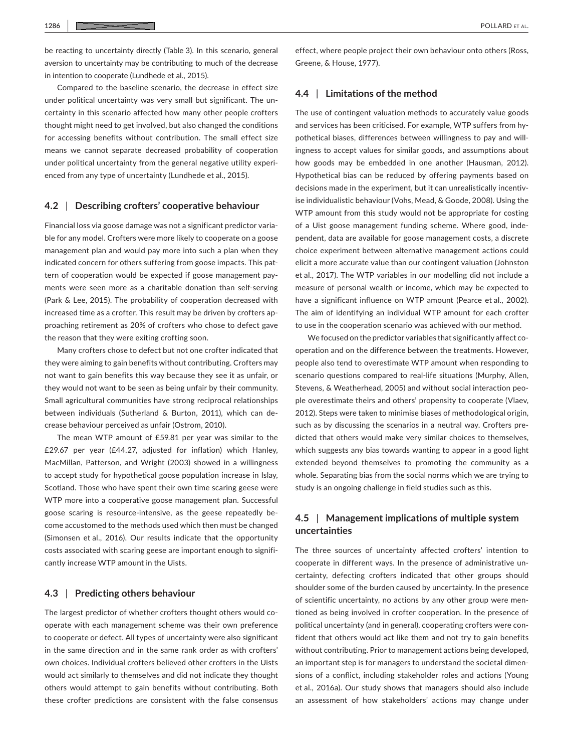be reacting to uncertainty directly (Table 3). In this scenario, general aversion to uncertainty may be contributing to much of the decrease in intention to cooperate (Lundhede et al., 2015).

Compared to the baseline scenario, the decrease in effect size under political uncertainty was very small but significant. The uncertainty in this scenario affected how many other people crofters thought might need to get involved, but also changed the conditions for accessing benefits without contribution. The small effect size means we cannot separate decreased probability of cooperation under political uncertainty from the general negative utility experienced from any type of uncertainty (Lundhede et al., 2015).

### 4.2 | Describing crofters' cooperative behaviour

Financial loss via goose damage was not a significant predictor variable for any model. Crofters were more likely to cooperate on a goose management plan and would pay more into such a plan when they indicated concern for others suffering from goose impacts. This pattern of cooperation would be expected if goose management payments were seen more as a charitable donation than self-serving (Park & Lee, 2015). The probability of cooperation decreased with increased time as a crofter. This result may be driven by crofters approaching retirement as 20% of crofters who chose to defect gave the reason that they were exiting crofting soon.

Many crofters chose to defect but not one crofter indicated that they were aiming to gain benefits without contributing. Crofters may not want to gain benefits this way because they see it as unfair, or they would not want to be seen as being unfair by their community. Small agricultural communities have strong reciprocal relationships between individuals (Sutherland & Burton, 2011), which can decrease behaviour perceived as unfair (Ostrom, 2010).

The mean WTP amount of £59.81 per year was similar to the £29.67 per year (£44.27, adjusted for inflation) which Hanley, MacMillan, Patterson, and Wright (2003) showed in a willingness to accept study for hypothetical goose population increase in Islay, Scotland. Those who have spent their own time scaring geese were WTP more into a cooperative goose management plan. Successful goose scaring is resource-intensive, as the geese repeatedly become accustomed to the methods used which then must be changed (Simonsen et al., 2016). Our results indicate that the opportunity costs associated with scaring geese are important enough to significantly increase WTP amount in the Uists.

### 4.3 | Predicting others behaviour

The largest predictor of whether crofters thought others would cooperate with each management scheme was their own preference to cooperate or defect. All types of uncertainty were also significant in the same direction and in the same rank order as with crofters' own choices. Individual crofters believed other crofters in the Uists would act similarly to themselves and did not indicate they thought others would attempt to gain benefits without contributing. Both these crofter predictions are consistent with the false consensus effect, where people project their own behaviour onto others (Ross, Greene, & House, 1977).

### 4.4 | Limitations of the method

The use of contingent valuation methods to accurately value goods and services has been criticised. For example, WTP suffers from hypothetical biases, differences between willingness to pay and willingness to accept values for similar goods, and assumptions about how goods may be embedded in one another (Hausman, 2012). Hypothetical bias can be reduced by offering payments based on decisions made in the experiment, but it can unrealistically incentivise individualistic behaviour (Vohs, Mead, & Goode, 2008). Using the WTP amount from this study would not be appropriate for costing of a Uist goose management funding scheme. Where good, independent, data are available for goose management costs, a discrete choice experiment between alternative management actions could elicit a more accurate value than our contingent valuation (Johnston et al., 2017). The WTP variables in our modelling did not include a measure of personal wealth or income, which may be expected to have a significant influence on WTP amount (Pearce et al., 2002). The aim of identifying an individual WTP amount for each crofter to use in the cooperation scenario was achieved with our method.

We focused on the predictor variables that significantly affect cooperation and on the difference between the treatments. However, people also tend to overestimate WTP amount when responding to scenario questions compared to real-life situations (Murphy, Allen, Stevens, & Weatherhead, 2005) and without social interaction people overestimate theirs and others' propensity to cooperate (Vlaev, 2012). Steps were taken to minimise biases of methodological origin, such as by discussing the scenarios in a neutral way. Crofters predicted that others would make very similar choices to themselves, which suggests any bias towards wanting to appear in a good light extended beyond themselves to promoting the community as a whole. Separating bias from the social norms which we are trying to study is an ongoing challenge in field studies such as this.

### 4.5 | Management implications of multiple system uncertainties

The three sources of uncertainty affected crofters' intention to cooperate in different ways. In the presence of administrative uncertainty, defecting crofters indicated that other groups should shoulder some of the burden caused by uncertainty. In the presence of scientific uncertainty, no actions by any other group were mentioned as being involved in crofter cooperation. In the presence of political uncertainty (and in general), cooperating crofters were confident that others would act like them and not try to gain benefits without contributing. Prior to management actions being developed, an important step is for managers to understand the societal dimensions of a conflict, including stakeholder roles and actions (Young et al., 2016a). Our study shows that managers should also include an assessment of how stakeholders' actions may change under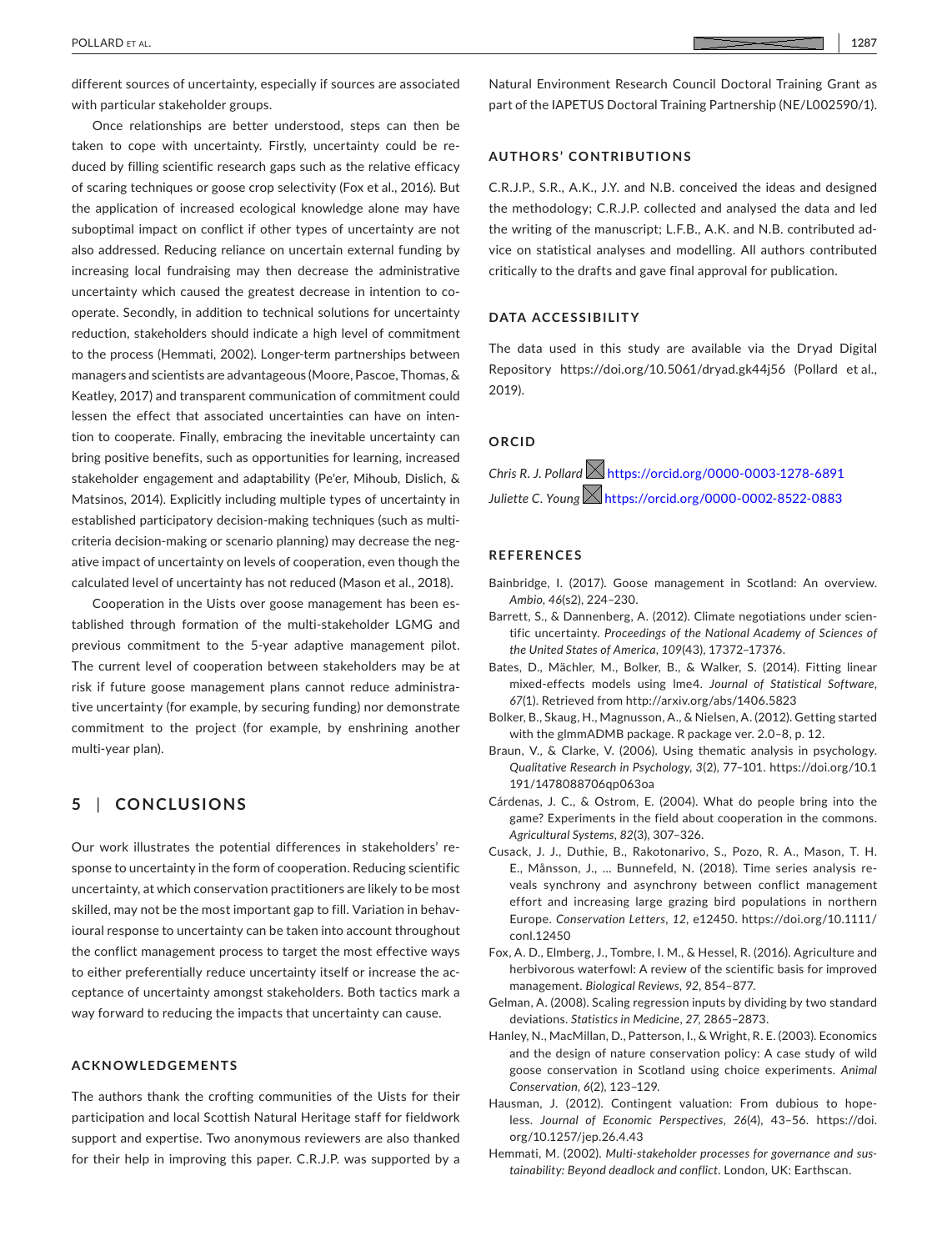different sources of uncertainty, especially if sources are associated with particular stakeholder groups.

Once relationships are better understood, steps can then be taken to cope with uncertainty. Firstly, uncertainty could be reduced by filling scientific research gaps such as the relative efficacy of scaring techniques or goose crop selectivity (Fox et al., 2016). But the application of increased ecological knowledge alone may have suboptimal impact on conflict if other types of uncertainty are not also addressed. Reducing reliance on uncertain external funding by increasing local fundraising may then decrease the administrative uncertainty which caused the greatest decrease in intention to cooperate. Secondly, in addition to technical solutions for uncertainty reduction, stakeholders should indicate a high level of commitment to the process (Hemmati, 2002). Longer-term partnerships between managers and scientists are advantageous (Moore, Pascoe, Thomas, & Keatley, 2017) and transparent communication of commitment could lessen the effect that associated uncertainties can have on intention to cooperate. Finally, embracing the inevitable uncertainty can bring positive benefits, such as opportunities for learning, increased stakeholder engagement and adaptability (Pe'er, Mihoub, Dislich, & Matsinos, 2014). Explicitly including multiple types of uncertainty in established participatory decision-making techniques (such as multi-criteria decision-making or scenario planning) may decrease the negative impact of uncertainty on levels of cooperation, even though the calculated level of uncertainty has not reduced (Mason et al., 2018).

Cooperation in the Uists over goose management has been established through formation of the multi-stakeholder LGMG and previous commitment to the 5-year adaptive management pilot. The current level of cooperation between stakeholders may be at risk if future goose management plans cannot reduce administrative uncertainty (for example, by securing funding) nor demonstrate commitment to the project (for example, by enshrining another multi-year plan).

## 5 | CONCLUSIONS

Our work illustrates the potential differences in stakeholders' response to uncertainty in the form of cooperation. Reducing scientific uncertainty, at which conservation practitioners are likely to be most skilled, may not be the most important gap to fill. Variation in behavioural response to uncertainty can be taken into account throughout the conflict management process to target the most effective ways to either preferentially reduce uncertainty itself or increase the acceptance of uncertainty amongst stakeholders. Both tactics mark a way forward to reducing the impacts that uncertainty can cause.

### ACKNOWLEDGEMENTS

The authors thank the crofting communities of the Uists for their participation and local Scottish Natural Heritage staff for fieldwork support and expertise. Two anonymous reviewers are also thanked for their help in improving this paper. C.R.J.P. was supported by a Natural Environment Research Council Doctoral Training Grant as part of the IAPETUS Doctoral Training Partnership (NE/L002590/1).

### AUTHORS' CONTRIBUTIONS

C.R.J.P., S.R., A.K., J.Y. and N.B. conceived the ideas and designed the methodology; C.R.J.P. collected and analysed the data and led the writing of the manuscript; L.F.B., A.K. and N.B. contributed advice on statistical analyses and modelling. All authors contributed critically to the drafts and gave final approval for publication.

### DATA ACCESSIBILITY

The data used in this study are available via the Dryad Digital Repository https://doi.org/10.5061/dryad.gk44j56 (Pollard et al., 2019).

### ORCID

*Chris R. J. Pollard* https://orcid.org/0000-0003-1278-6891

*Juliette C. Young* https://orcid.org/0000-0002-8522-0883

### REFERENCES

Bainbridge, I. (2017). Goose management in Scotland: An overview. *Ambio*, *46*(s2), 224–230.

Barrett, S., & Dannenberg, A. (2012). Climate negotiations under scientific uncertainty. *Proceedings of the National Academy of Sciences of the United States of America*, *109*(43), 17372–17376.

Bates, D., Mächler, M., Bolker, B., & Walker, S. (2014). Fitting linear mixed-effects models using lme4. *Journal of Statistical Software*, *67*(1). Retrieved from http://arxiv.org/abs/1406.5823

Bolker, B., Skaug, H., Magnusson, A., & Nielsen, A. (2012). Getting started with the glmmADMB package. R package ver. 2.0–8, p. 12.

Braun, V., & Clarke, V. (2006). Using thematic analysis in psychology. *Qualitative Research in Psychology*, *3*(2), 77–101. https://doi.org/10.1191/1478088706qp063oa

Cárdenas, J. C., & Ostrom, E. (2004). What do people bring into the game? Experiments in the field about cooperation in the commons. *Agricultural Systems*, *82*(3), 307–326.

Cusack, J. J., Duthie, B., Rakotonarivo, S., Pozo, R. A., Mason, T. H. E., Månsson, J., … Bunnefeld, N. (2018). Time series analysis reveals synchrony and asynchrony between conflict management effort and increasing large grazing bird populations in northern Europe. *Conservation Letters*, *12*, e12450. https://doi.org/10.1111/conl.12450

Fox, A. D., Elmberg, J., Tombre, I. M., & Hessel, R. (2016). Agriculture and herbivorous waterfowl: A review of the scientific basis for improved management. *Biological Reviews*, *92*, 854–877.

Gelman, A. (2008). Scaling regression inputs by dividing by two standard deviations. *Statistics in Medicine*, *27*, 2865–2873.

Hanley, N., MacMillan, D., Patterson, I., & Wright, R. E. (2003). Economics and the design of nature conservation policy: A case study of wild goose conservation in Scotland using choice experiments. *Animal Conservation*, *6*(2), 123–129.

Hausman, J. (2012). Contingent valuation: From dubious to hopeless. *Journal of Economic Perspectives*, *26*(4), 43–56. https://doi.org/10.1257/jep.26.4.43

Hemmati, M. (2002). *Multi-stakeholder processes for governance and sustainability: Beyond deadlock and conflict*. London, UK: Earthscan.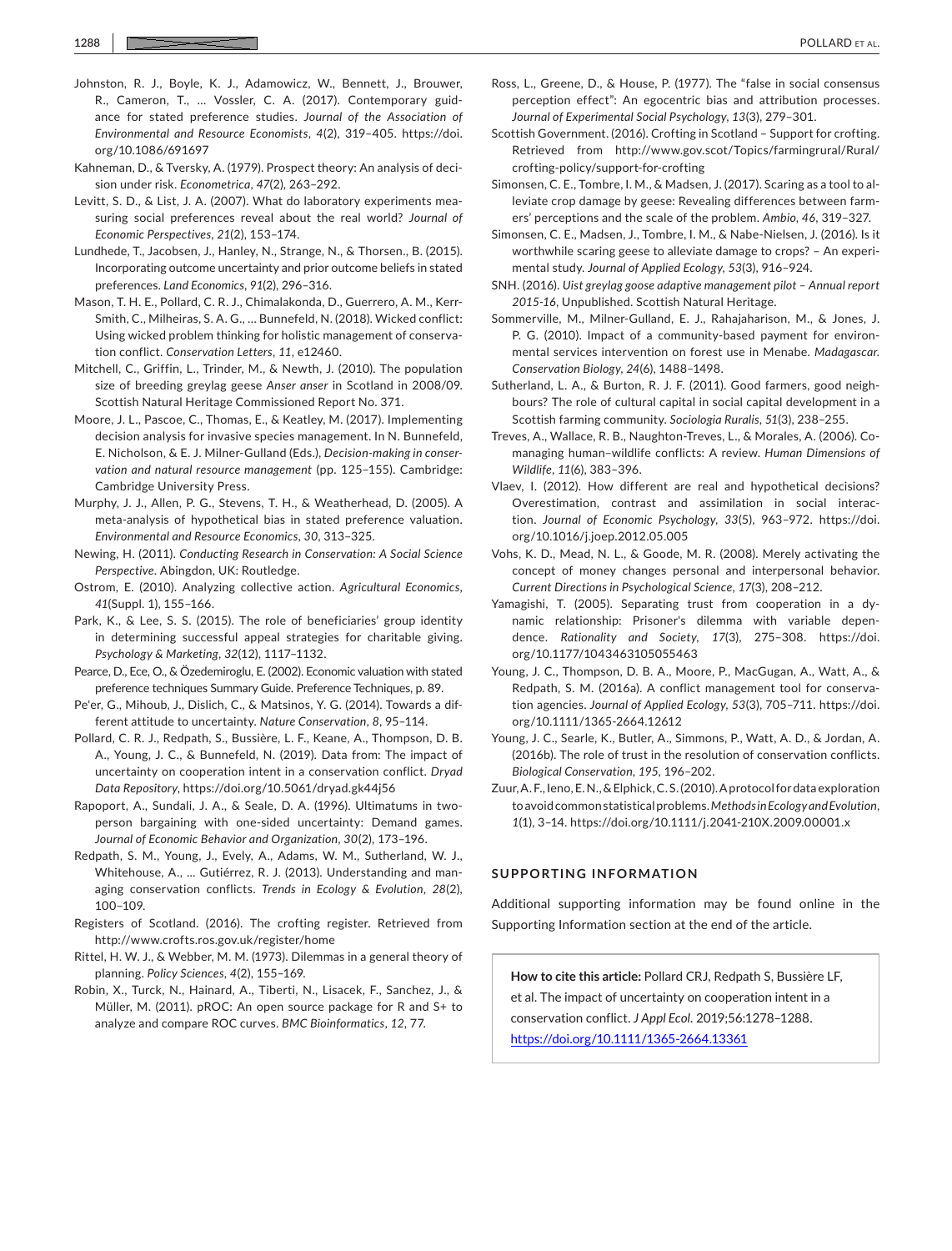Johnston, R. J., Boyle, K. J., Adamowicz, W., Bennett, J., Brouwer, R., Cameron, T., … Vossler, C. A. (2017). Contemporary guidance for stated preference studies. *Journal of the Association of Environmental and Resource Economists*, *4*(2), 319–405. https://doi.org/10.1086/691697

Kahneman, D., & Tversky, A. (1979). Prospect theory: An analysis of decision under risk. *Econometrica*, *47*(2), 263–292.

Levitt, S. D., & List, J. A. (2007). What do laboratory experiments measuring social preferences reveal about the real world? *Journal of Economic Perspectives*, *21*(2), 153–174.

Lundhede, T., Jacobsen, J., Hanley, N., Strange, N., & Thorsen., B. (2015). Incorporating outcome uncertainty and prior outcome beliefs in stated preferences. *Land Economics*, *91*(2), 296–316.

Mason, T. H. E., Pollard, C. R. J., Chimalakonda, D., Guerrero, A. M., Kerr-Smith, C., Milheiras, S. A. G., … Bunnefeld, N. (2018). Wicked conflict: Using wicked problem thinking for holistic management of conservation conflict. *Conservation Letters*, *11*, e12460.

Mitchell, C., Griffin, L., Trinder, M., & Newth, J. (2010). The population size of breeding greylag geese *Anser anser* in Scotland in 2008/09. Scottish Natural Heritage Commissioned Report No. 371.

Moore, J. L., Pascoe, C., Thomas, E., & Keatley, M. (2017). Implementing decision analysis for invasive species management. In N. Bunnefeld, E. Nicholson, & E. J. Milner-Gulland (Eds.), *Decision-making in conservation and natural resource management* (pp. 125–155). Cambridge: Cambridge University Press.

Murphy, J. J., Allen, P. G., Stevens, T. H., & Weatherhead, D. (2005). A meta-analysis of hypothetical bias in stated preference valuation. *Environmental and Resource Economics*, *30*, 313–325.

Newing, H. (2011). *Conducting Research in Conservation: A Social Science Perspective*. Abingdon, UK: Routledge.

Ostrom, E. (2010). Analyzing collective action. *Agricultural Economics*, *41*(Suppl. 1), 155–166.

Park, K., & Lee, S. S. (2015). The role of beneficiaries' group identity in determining successful appeal strategies for charitable giving. *Psychology & Marketing*, *32*(12), 1117–1132.

Pearce, D., Ece, O., & Özedemiroglu, E. (2002). Economic valuation with stated preference techniques Summary Guide. Preference Techniques, p. 89.

Pe'er, G., Mihoub, J., Dislich, C., & Matsinos, Y. G. (2014). Towards a different attitude to uncertainty. *Nature Conservation*, *8*, 95–114.

Pollard, C. R. J., Redpath, S., Bussière, L. F., Keane, A., Thompson, D. B. A., Young, J. C., & Bunnefeld, N. (2019). Data from: The impact of uncertainty on cooperation intent in a conservation conflict. *Dryad Data Repository*, https://doi.org/10.5061/dryad.gk44j56

Rapoport, A., Sundali, J. A., & Seale, D. A. (1996). Ultimatums in two-person bargaining with one-sided uncertainty: Demand games. *Journal of Economic Behavior and Organization*, *30*(2), 173–196.

Redpath, S. M., Young, J., Evely, A., Adams, W. M., Sutherland, W. J., Whitehouse, A., … Gutiérrez, R. J. (2013). Understanding and managing conservation conflicts. *Trends in Ecology & Evolution*, *28*(2), 100–109.

Registers of Scotland. (2016). The crofting register. Retrieved from http://www.crofts.ros.gov.uk/register/home

Rittel, H. W. J., & Webber, M. M. (1973). Dilemmas in a general theory of planning. *Policy Sciences*, *4*(2), 155–169.

Robin, X., Turck, N., Hainard, A., Tiberti, N., Lisacek, F., Sanchez, J., & Müller, M. (2011). pROC: An open source package for R and S+ to analyze and compare ROC curves. *BMC Bioinformatics*, *12*, 77.

Ross, L., Greene, D., & House, P. (1977). The "false in social consensus perception effect": An egocentric bias and attribution processes. *Journal of Experimental Social Psychology*, *13*(3), 279–301.

Scottish Government. (2016). Crofting in Scotland – Support for crofting. Retrieved from http://www.gov.scot/Topics/farmingrural/Rural/crofting-policy/support-for-crofting

Simonsen, C. E., Tombre, I. M., & Madsen, J. (2017). Scaring as a tool to alleviate crop damage by geese: Revealing differences between farmers' perceptions and the scale of the problem. *Ambio*, *46*, 319–327.

Simonsen, C. E., Madsen, J., Tombre, I. M., & Nabe-Nielsen, J. (2016). Is it worthwhile scaring geese to alleviate damage to crops? – An experimental study. *Journal of Applied Ecology*, *53*(3), 916–924.

SNH. (2016). *Uist greylag goose adaptive management pilot – Annual report 2015-16*, Unpublished. Scottish Natural Heritage.

Sommerville, M., Milner-Gulland, E. J., Rahajaharison, M., & Jones, J. P. G. (2010). Impact of a community-based payment for environmental services intervention on forest use in Menabe. *Madagascar. Conservation Biology*, *24*(6), 1488–1498.

Sutherland, L. A., & Burton, R. J. F. (2011). Good farmers, good neighbours? The role of cultural capital in social capital development in a Scottish farming community. *Sociologia Ruralis*, *51*(3), 238–255.

Treves, A., Wallace, R. B., Naughton-Treves, L., & Morales, A. (2006). Co-managing human–wildlife conflicts: A review. *Human Dimensions of Wildlife*, *11*(6), 383–396.

Vlaev, I. (2012). How different are real and hypothetical decisions? Overestimation, contrast and assimilation in social interaction. *Journal of Economic Psychology*, *33*(5), 963–972. https://doi.org/10.1016/j.joep.2012.05.005

Vohs, K. D., Mead, N. L., & Goode, M. R. (2008). Merely activating the concept of money changes personal and interpersonal behavior. *Current Directions in Psychological Science*, *17*(3), 208–212.

Yamagishi, T. (2005). Separating trust from cooperation in a dynamic relationship: Prisoner's dilemma with variable dependence. *Rationality and Society*, *17*(3), 275–308. https://doi.org/10.1177/1043463105055463

Young, J. C., Thompson, D. B. A., Moore, P., MacGugan, A., Watt, A., & Redpath, S. M. (2016a). A conflict management tool for conservation agencies. *Journal of Applied Ecology*, *53*(3), 705–711. https://doi.org/10.1111/1365-2664.12612

Young, J. C., Searle, K., Butler, A., Simmons, P., Watt, A. D., & Jordan, A. (2016b). The role of trust in the resolution of conservation conflicts. *Biological Conservation*, *195*, 196–202.

Zuur, A. F., Ieno, E. N., & Elphick, C. S. (2010). A protocol for data exploration to avoid common statistical problems. *Methods in Ecology and Evolution*, *1*(1), 3–14. https://doi.org/10.1111/j.2041-210X.2009.00001.x

## SUPPORTING INFORMATION

Additional supporting information may be found online in the Supporting Information section at the end of the article.

**How to cite this article:** Pollard CRJ, Redpath S, Bussière LF, et al. The impact of uncertainty on cooperation intent in a conservation conflict. *J Appl Ecol*. 2019;56:1278–1288. https://doi.org/10.1111/1365-2664.13361